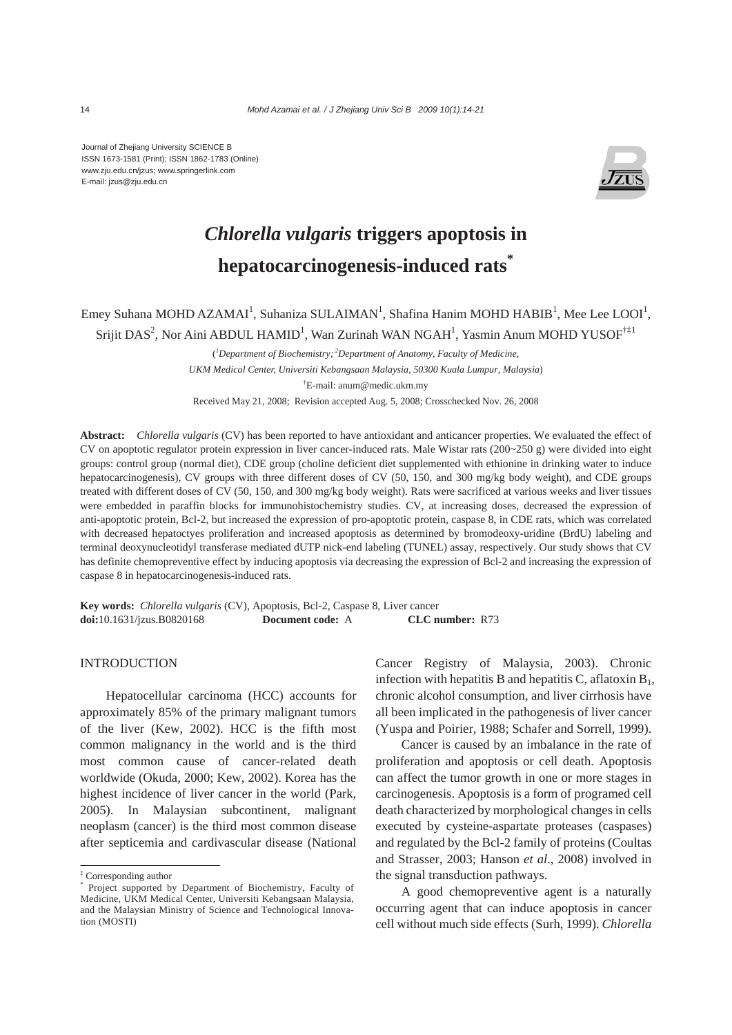Journal of Zhejiang University SCIENCE B
ISSN 1673-1581 (Print); ISSN 1862-1783 (Online)
www.zju.edu.cn/jzus; www.springerlink.com
E-mail: jzus@zju.edu.cn

# *Chlorella vulgaris* triggers apoptosis in hepatocarcinogenesis-induced rats*

Emey Suhana MOHD AZAMAI[1], Suhaniza SULAIMAN[1], Shafina Hanim MOHD HABIB[1], Mee Lee LOOI[1], Srijit DAS[2], Nor Aini ABDUL HAMID[1], Wan Zurinah WAN NGAH[1], Yasmin Anum MOHD YUSOF[†‡1]

([1]*Department of Biochemistry;* [2]*Department of Anatomy, Faculty of Medicine, UKM Medical Center, Universiti Kebangsaan Malaysia, 50300 Kuala Lumpur, Malaysia*)

[†]E-mail: anum@medic.ukm.my

Received May 21, 2008; Revision accepted Aug. 5, 2008; Crosschecked Nov. 26, 2008

**Abstract:** *Chlorella vulgaris* (CV) has been reported to have antioxidant and anticancer properties. We evaluated the effect of CV on apoptotic regulator protein expression in liver cancer-induced rats. Male Wistar rats (200~250 g) were divided into eight groups: control group (normal diet), CDE group (choline deficient diet supplemented with ethionine in drinking water to induce hepatocarcinogenesis), CV groups with three different doses of CV (50, 150, and 300 mg/kg body weight), and CDE groups treated with different doses of CV (50, 150, and 300 mg/kg body weight). Rats were sacrificed at various weeks and liver tissues were embedded in paraffin blocks for immunohistochemistry studies. CV, at increasing doses, decreased the expression of anti-apoptotic protein, Bcl-2, but increased the expression of pro-apoptotic protein, caspase 8, in CDE rats, which was correlated with decreased hepatoctyes proliferation and increased apoptosis as determined by bromodeoxy-uridine (BrdU) labeling and terminal deoxynucleotidyl transferase mediated dUTP nick-end labeling (TUNEL) assay, respectively. Our study shows that CV has definite chemopreventive effect by inducing apoptosis via decreasing the expression of Bcl-2 and increasing the expression of caspase 8 in hepatocarcinogenesis-induced rats.

**Key words:** *Chlorella vulgaris* (CV), Apoptosis, Bcl-2, Caspase 8, Liver cancer
**doi:**10.1631/jzus.B0820168 **Document code:** A **CLC number:** R73

## INTRODUCTION

Hepatocellular carcinoma (HCC) accounts for approximately 85% of the primary malignant tumors of the liver (Kew, 2002). HCC is the fifth most common malignancy in the world and is the third most common cause of cancer-related death worldwide (Okuda, 2000; Kew, 2002). Korea has the highest incidence of liver cancer in the world (Park, 2005). In Malaysian subcontinent, malignant neoplasm (cancer) is the third most common disease after septicemia and cardivascular disease (National Cancer Registry of Malaysia, 2003). Chronic infection with hepatitis B and hepatitis C, aflatoxin $B_1$, chronic alcohol consumption, and liver cirrhosis have all been implicated in the pathogenesis of liver cancer (Yuspa and Poirier, 1988; Schafer and Sorrell, 1999).

Cancer is caused by an imbalance in the rate of proliferation and apoptosis or cell death. Apoptosis can affect the tumor growth in one or more stages in carcinogenesis. Apoptosis is a form of programed cell death characterized by morphological changes in cells executed by cysteine-aspartate proteases (caspases) and regulated by the Bcl-2 family of proteins (Coultas and Strasser, 2003; Hanson *et al*., 2008) involved in the signal transduction pathways.

A good chemopreventive agent is a naturally occurring agent that can induce apoptosis in cancer cell without much side effects (Surh, 1999). *Chlorella*

---

‡ Corresponding author
\* Project supported by Department of Biochemistry, Faculty of Medicine, UKM Medical Center, Universiti Kebangsaan Malaysia, and the Malaysian Ministry of Science and Technological Innovation (MOSTI)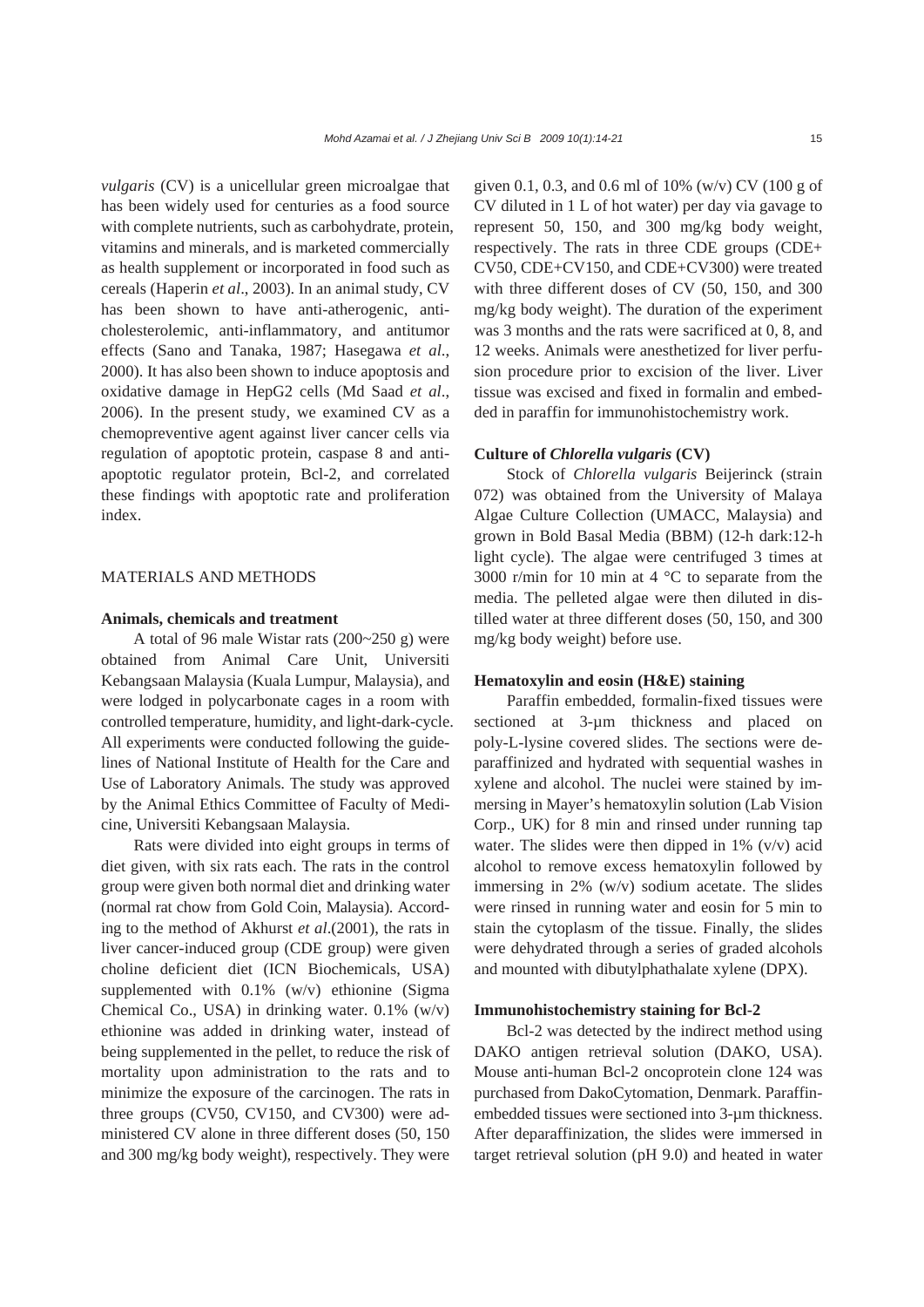*vulgaris* (CV) is a unicellular green microalgae that has been widely used for centuries as a food source with complete nutrients, such as carbohydrate, protein, vitamins and minerals, and is marketed commercially as health supplement or incorporated in food such as cereals (Haperin *et al*., 2003). In an animal study, CV has been shown to have anti-atherogenic, anti-cholesterolemic, anti-inflammatory, and antitumor effects (Sano and Tanaka, 1987; Hasegawa *et al*., 2000). It has also been shown to induce apoptosis and oxidative damage in HepG2 cells (Md Saad *et al*., 2006). In the present study, we examined CV as a chemopreventive agent against liver cancer cells via regulation of apoptotic protein, caspase 8 and anti-apoptotic regulator protein, Bcl-2, and correlated these findings with apoptotic rate and proliferation index.

## MATERIALS AND METHODS

### Animals, chemicals and treatment

A total of 96 male Wistar rats (200~250 g) were obtained from Animal Care Unit, Universiti Kebangsaan Malaysia (Kuala Lumpur, Malaysia), and were lodged in polycarbonate cages in a room with controlled temperature, humidity, and light-dark-cycle. All experiments were conducted following the guidelines of National Institute of Health for the Care and Use of Laboratory Animals. The study was approved by the Animal Ethics Committee of Faculty of Medicine, Universiti Kebangsaan Malaysia.

Rats were divided into eight groups in terms of diet given, with six rats each. The rats in the control group were given both normal diet and drinking water (normal rat chow from Gold Coin, Malaysia). According to the method of Akhurst *et al*.(2001), the rats in liver cancer-induced group (CDE group) were given choline deficient diet (ICN Biochemicals, USA) supplemented with 0.1% (w/v) ethionine (Sigma Chemical Co., USA) in drinking water. 0.1% (w/v) ethionine was added in drinking water, instead of being supplemented in the pellet, to reduce the risk of mortality upon administration to the rats and to minimize the exposure of the carcinogen. The rats in three groups (CV50, CV150, and CV300) were administered CV alone in three different doses (50, 150 and 300 mg/kg body weight), respectively. They were given 0.1, 0.3, and 0.6 ml of 10% (w/v) CV (100 g of CV diluted in 1 L of hot water) per day via gavage to represent 50, 150, and 300 mg/kg body weight, respectively. The rats in three CDE groups (CDE+CV50, CDE+CV150, and CDE+CV300) were treated with three different doses of CV (50, 150, and 300 mg/kg body weight). The duration of the experiment was 3 months and the rats were sacrificed at 0, 8, and 12 weeks. Animals were anesthetized for liver perfusion procedure prior to excision of the liver. Liver tissue was excised and fixed in formalin and embedded in paraffin for immunohistochemistry work.

### Culture of *Chlorella vulgaris* (CV)

Stock of *Chlorella vulgaris* Beijerinck (strain 072) was obtained from the University of Malaya Algae Culture Collection (UMACC, Malaysia) and grown in Bold Basal Media (BBM) (12-h dark:12-h light cycle). The algae were centrifuged 3 times at 3000 r/min for 10 min at 4 °C to separate from the media. The pelleted algae were then diluted in distilled water at three different doses (50, 150, and 300 mg/kg body weight) before use.

### Hematoxylin and eosin (H&E) staining

Paraffin embedded, formalin-fixed tissues were sectioned at 3-µm thickness and placed on poly-L-lysine covered slides. The sections were deparaffinized and hydrated with sequential washes in xylene and alcohol. The nuclei were stained by immersing in Mayer's hematoxylin solution (Lab Vision Corp., UK) for 8 min and rinsed under running tap water. The slides were then dipped in 1% (v/v) acid alcohol to remove excess hematoxylin followed by immersing in 2% (w/v) sodium acetate. The slides were rinsed in running water and eosin for 5 min to stain the cytoplasm of the tissue. Finally, the slides were dehydrated through a series of graded alcohols and mounted with dibutylphathalate xylene (DPX).

### Immunohistochemistry staining for Bcl-2

Bcl-2 was detected by the indirect method using DAKO antigen retrieval solution (DAKO, USA). Mouse anti-human Bcl-2 oncoprotein clone 124 was purchased from DakoCytomation, Denmark. Paraffin-embedded tissues were sectioned into 3-µm thickness. After deparaffinization, the slides were immersed in target retrieval solution (pH 9.0) and heated in water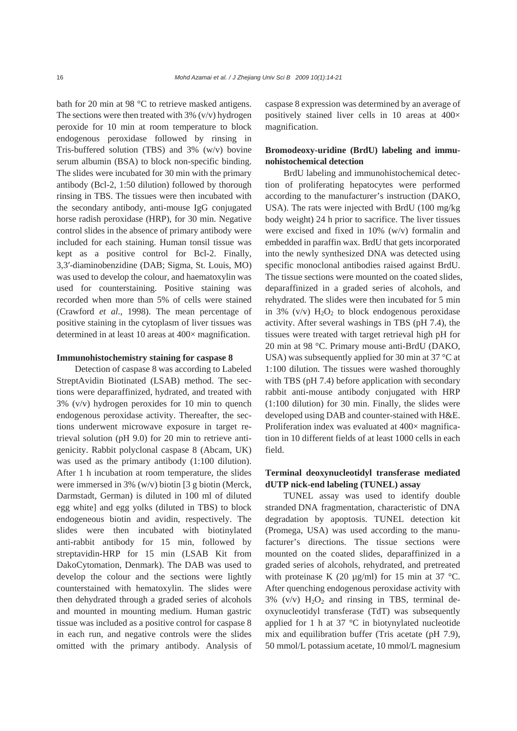bath for 20 min at 98 °C to retrieve masked antigens. The sections were then treated with 3% (v/v) hydrogen peroxide for 10 min at room temperature to block endogenous peroxidase followed by rinsing in Tris-buffered solution (TBS) and 3% (w/v) bovine serum albumin (BSA) to block non-specific binding. The slides were incubated for 30 min with the primary antibody (Bcl-2, 1:50 dilution) followed by thorough rinsing in TBS. The tissues were then incubated with the secondary antibody, anti-mouse IgG conjugated horse radish peroxidase (HRP), for 30 min. Negative control slides in the absence of primary antibody were included for each staining. Human tonsil tissue was kept as a positive control for Bcl-2. Finally, 3,3′-diaminobenzidine (DAB; Sigma, St. Louis, MO) was used to develop the colour, and haematoxylin was used for counterstaining. Positive staining was recorded when more than 5% of cells were stained (Crawford *et al.*, 1998). The mean percentage of positive staining in the cytoplasm of liver tissues was determined in at least 10 areas at 400× magnification.

**Immunohistochemistry staining for caspase 8**

Detection of caspase 8 was according to Labeled StreptAvidin Biotinated (LSAB) method. The sections were deparaffinized, hydrated, and treated with 3% (v/v) hydrogen peroxides for 10 min to quench endogenous peroxidase activity. Thereafter, the sections underwent microwave exposure in target retrieval solution (pH 9.0) for 20 min to retrieve antigenicity. Rabbit polyclonal caspase 8 (Abcam, UK) was used as the primary antibody (1:100 dilution). After 1 h incubation at room temperature, the slides were immersed in 3% (w/v) biotin [3 g biotin (Merck, Darmstadt, German) is diluted in 100 ml of diluted egg white] and egg yolks (diluted in TBS) to block endogeneous biotin and avidin, respectively. The slides were then incubated with biotinylated anti-rabbit antibody for 15 min, followed by streptavidin-HRP for 15 min (LSAB Kit from DakoCytomation, Denmark). The DAB was used to develop the colour and the sections were lightly counterstained with hematoxylin. The slides were then dehydrated through a graded series of alcohols and mounted in mounting medium. Human gastric tissue was included as a positive control for caspase 8 in each run, and negative controls were the slides omitted with the primary antibody. Analysis of caspase 8 expression was determined by an average of positively stained liver cells in 10 areas at 400× magnification.

**Bromodeoxy-uridine (BrdU) labeling and immunohistochemical detection**

BrdU labeling and immunohistochemical detection of proliferating hepatocytes were performed according to the manufacturer's instruction (DAKO, USA). The rats were injected with BrdU (100 mg/kg body weight) 24 h prior to sacrifice. The liver tissues were excised and fixed in 10% (w/v) formalin and embedded in paraffin wax. BrdU that gets incorporated into the newly synthesized DNA was detected using specific monoclonal antibodies raised against BrdU. The tissue sections were mounted on the coated slides, deparaffinized in a graded series of alcohols, and rehydrated. The slides were then incubated for 5 min in 3% (v/v) $H_2O_2$ to block endogenous peroxidase activity. After several washings in TBS (pH 7.4), the tissues were treated with target retrieval high pH for 20 min at 98 °C. Primary mouse anti-BrdU (DAKO, USA) was subsequently applied for 30 min at 37 °C at 1:100 dilution. The tissues were washed thoroughly with TBS (pH 7.4) before application with secondary rabbit anti-mouse antibody conjugated with HRP (1:100 dilution) for 30 min. Finally, the slides were developed using DAB and counter-stained with H&E. Proliferation index was evaluated at 400× magnification in 10 different fields of at least 1000 cells in each field.

**Terminal deoxynucleotidyl transferase mediated dUTP nick-end labeling (TUNEL) assay**

TUNEL assay was used to identify double stranded DNA fragmentation, characteristic of DNA degradation by apoptosis. TUNEL detection kit (Promega, USA) was used according to the manufacturer's directions. The tissue sections were mounted on the coated slides, deparaffinized in a graded series of alcohols, rehydrated, and pretreated with proteinase K (20 μg/ml) for 15 min at 37 °C. After quenching endogenous peroxidase activity with 3% (v/v) $H_2O_2$ and rinsing in TBS, terminal deoxynucleotidyl transferase (TdT) was subsequently applied for 1 h at 37 °C in biotynylated nucleotide mix and equilibration buffer (Tris acetate (pH 7.9), 50 mmol/L potassium acetate, 10 mmol/L magnesium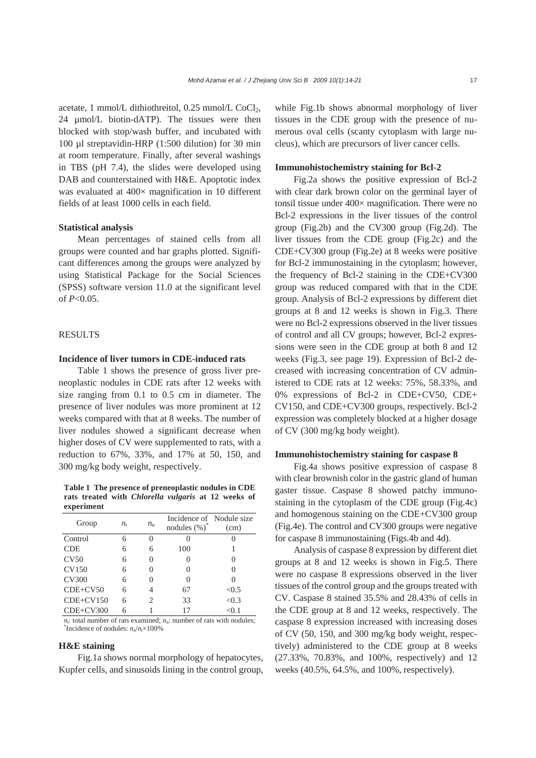acetate, 1 mmol/L dithiothreitol, 0.25 mmol/L $CoCl_2$, 24 µmol/L biotin-dATP). The tissues were then blocked with stop/wash buffer, and incubated with 100 µl streptavidin-HRP (1:500 dilution) for 30 min at room temperature. Finally, after several washings in TBS (pH 7.4), the slides were developed using DAB and counterstained with H&E. Apoptotic index was evaluated at 400× magnification in 10 different fields of at least 1000 cells in each field.

### Statistical analysis

Mean percentages of stained cells from all groups were counted and bar graphs plotted. Significant differences among the groups were analyzed by using Statistical Package for the Social Sciences (SPSS) software version 11.0 at the significant level of $P<0.05$.

## RESULTS

### Incidence of liver tumors in CDE-induced rats

Table 1 shows the presence of gross liver preneoplastic nodules in CDE rats after 12 weeks with size ranging from 0.1 to 0.5 cm in diameter. The presence of liver nodules was more prominent at 12 weeks compared with that at 8 weeks. The number of liver nodules showed a significant decrease when higher doses of CV were supplemented to rats, with a reduction to 67%, 33%, and 17% at 50, 150, and 300 mg/kg body weight, respectively.

**Table 1 The presence of preneoplastic nodules in CDE rats treated with *Chlorella vulgaris* at 12 weeks of experiment**

| Group | $n_t$ | $n_n$ | Incidence of nodules (%)* | Nodule size (cm) |
|---|---|---|---|---|
| Control | 6 | 0 | 0 | 0 |
| CDE | 6 | 6 | 100 | 1 |
| CV50 | 6 | 0 | 0 | 0 |
| CV150 | 6 | 0 | 0 | 0 |
| CV300 | 6 | 0 | 0 | 0 |
| CDE+CV50 | 6 | 4 | 67 | <0.5 |
| CDE+CV150 | 6 | 2 | 33 | <0.3 |
| CDE+CV300 | 6 | 1 | 17 | <0.1 |

$n_t$: total number of rats examined; $n_n$: number of rats with nodules; *Incidence of nodules: $n_n/n_t\times100\%$

### H&E staining

Fig.1a shows normal morphology of hepatocytes, Kupfer cells, and sinusoids lining in the control group, while Fig.1b shows abnormal morphology of liver tissues in the CDE group with the presence of numerous oval cells (scanty cytoplasm with large nucleus), which are precursors of liver cancer cells.

### Immunohistochemistry staining for Bcl-2

Fig.2a shows the positive expression of Bcl-2 with clear dark brown color on the germinal layer of tonsil tissue under 400× magnification. There were no Bcl-2 expressions in the liver tissues of the control group (Fig.2b) and the CV300 group (Fig.2d). The liver tissues from the CDE group (Fig.2c) and the CDE+CV300 group (Fig.2e) at 8 weeks were positive for Bcl-2 immunostaining in the cytoplasm; however, the frequency of Bcl-2 staining in the CDE+CV300 group was reduced compared with that in the CDE group. Analysis of Bcl-2 expressions by different diet groups at 8 and 12 weeks is shown in Fig.3. There were no Bcl-2 expressions observed in the liver tissues of control and all CV groups; however, Bcl-2 expressions were seen in the CDE group at both 8 and 12 weeks (Fig.3, see page 19). Expression of Bcl-2 decreased with increasing concentration of CV administered to CDE rats at 12 weeks: 75%, 58.33%, and 0% expressions of Bcl-2 in CDE+CV50, CDE+CV150, and CDE+CV300 groups, respectively. Bcl-2 expression was completely blocked at a higher dosage of CV (300 mg/kg body weight).

### Immunohistochemistry staining for caspase 8

Fig.4a shows positive expression of caspase 8 with clear brownish color in the gastric gland of human gaster tissue. Caspase 8 showed patchy immunostaining in the cytoplasm of the CDE group (Fig.4c) and homogenous staining on the CDE+CV300 group (Fig.4e). The control and CV300 groups were negative for caspase 8 immunostaining (Figs.4b and 4d).

Analysis of caspase 8 expression by different diet groups at 8 and 12 weeks is shown in Fig.5. There were no caspase 8 expressions observed in the liver tissues of the control group and the groups treated with CV. Caspase 8 stained 35.5% and 28.43% of cells in the CDE group at 8 and 12 weeks, respectively. The caspase 8 expression increased with increasing doses of CV (50, 150, and 300 mg/kg body weight, respectively) administered to the CDE group at 8 weeks (27.33%, 70.83%, and 100%, respectively) and 12 weeks (40.5%, 64.5%, and 100%, respectively).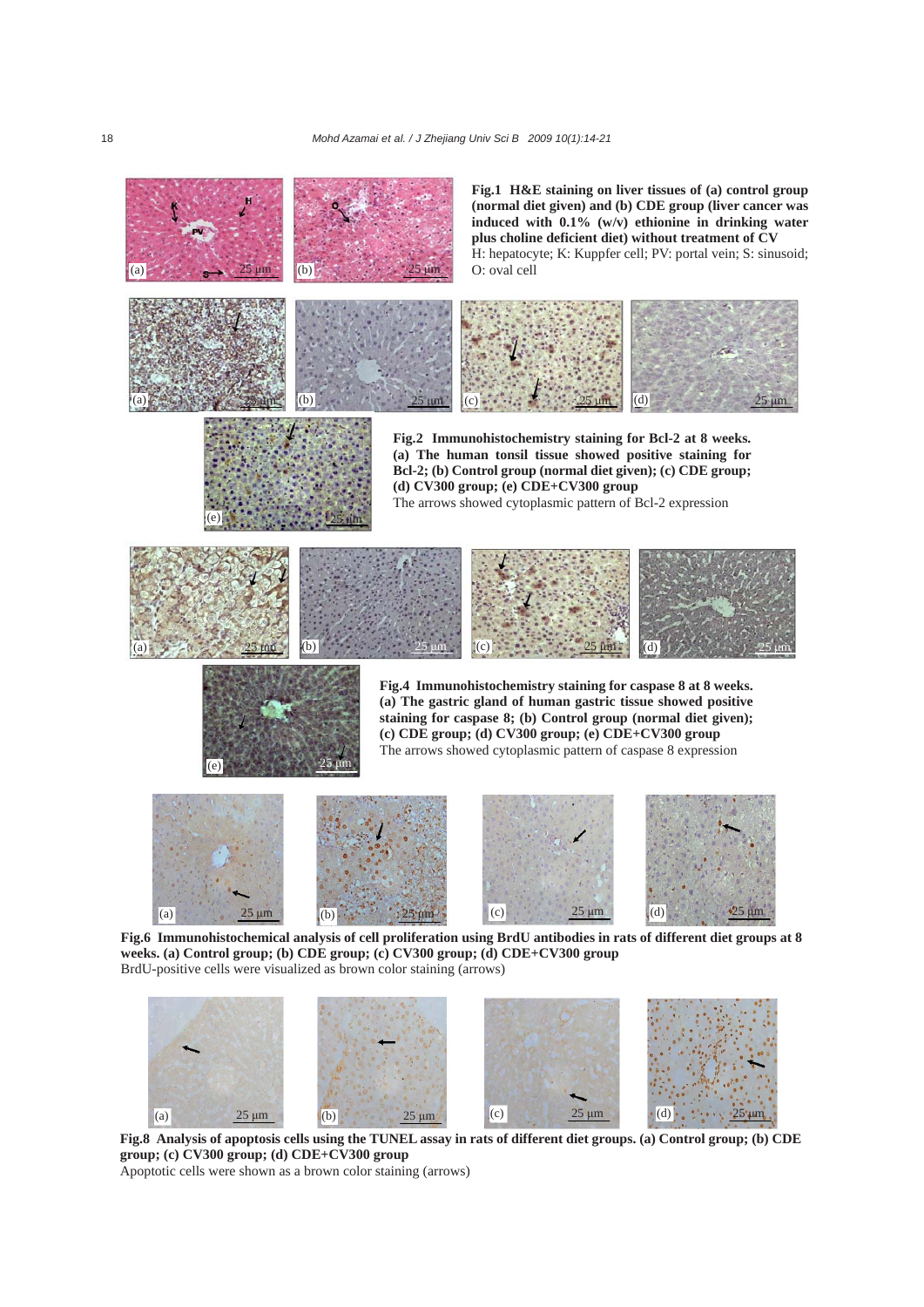**Fig.1 H&E staining on liver tissues of (a) control group (normal diet given) and (b) CDE group (liver cancer was induced with 0.1% (w/v) ethionine in drinking water plus choline deficient diet) without treatment of CV**
H: hepatocyte; K: Kuppfer cell; PV: portal vein; S: sinusoid; O: oval cell

**Fig.2 Immunohistochemistry staining for Bcl-2 at 8 weeks. (a) The human tonsil tissue showed positive staining for Bcl-2; (b) Control group (normal diet given); (c) CDE group; (d) CV300 group; (e) CDE+CV300 group**
The arrows showed cytoplasmic pattern of Bcl-2 expression

**Fig.4 Immunohistochemistry staining for caspase 8 at 8 weeks. (a) The gastric gland of human gastric tissue showed positive staining for caspase 8; (b) Control group (normal diet given); (c) CDE group; (d) CV300 group; (e) CDE+CV300 group**
The arrows showed cytoplasmic pattern of caspase 8 expression

**Fig.6 Immunohistochemical analysis of cell proliferation using BrdU antibodies in rats of different diet groups at 8 weeks. (a) Control group; (b) CDE group; (c) CV300 group; (d) CDE+CV300 group**
BrdU-positive cells were visualized as brown color staining (arrows)

**Fig.8 Analysis of apoptosis cells using the TUNEL assay in rats of different diet groups. (a) Control group; (b) CDE group; (c) CV300 group; (d) CDE+CV300 group**
Apoptotic cells were shown as a brown color staining (arrows)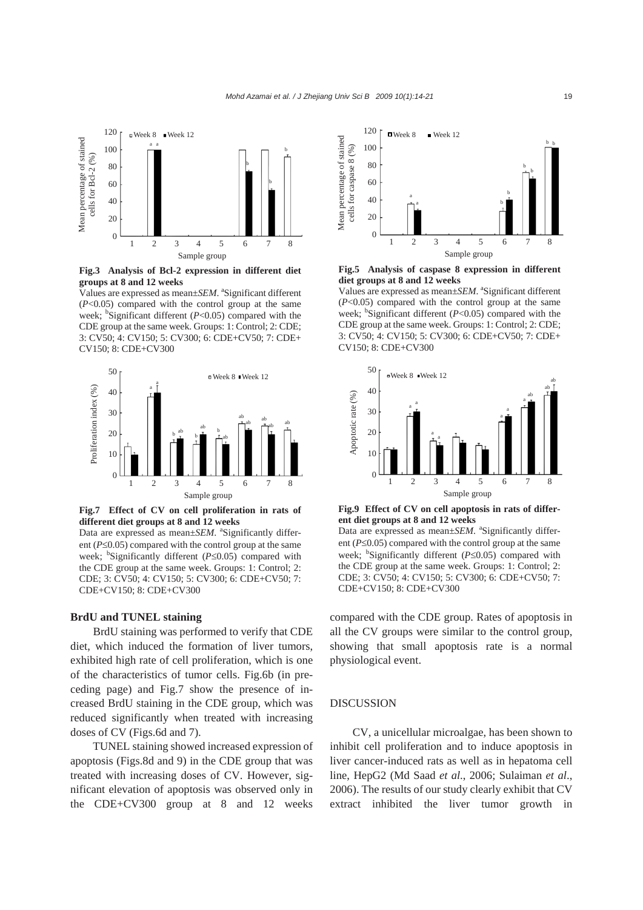**Fig.3 Analysis of Bcl-2 expression in different diet groups at 8 and 12 weeks**

Values are expressed as mean±*SEM*. [a]Significant different ($P$<0.05) compared with the control group at the same week; [b]Significant different ($P$<0.05) compared with the CDE group at the same week. Groups: 1: Control; 2: CDE; 3: CV50; 4: CV150; 5: CV300; 6: CDE+CV50; 7: CDE+CV150; 8: CDE+CV300

**Fig.5 Analysis of caspase 8 expression in different diet groups at 8 and 12 weeks**

Values are expressed as mean±*SEM*. [a]Significant different ($P$<0.05) compared with the control group at the same week; [b]Significant different ($P$<0.05) compared with the CDE group at the same week. Groups: 1: Control; 2: CDE; 3: CV50; 4: CV150; 5: CV300; 6: CDE+CV50; 7: CDE+CV150; 8: CDE+CV300

**Fig.7 Effect of CV on cell proliferation in rats of different diet groups at 8 and 12 weeks**

Data are expressed as mean±*SEM*. [a]Significantly different ($P$≤0.05) compared with the control group at the same week; [b]Significantly different ($P$≤0.05) compared with the CDE group at the same week. Groups: 1: Control; 2: CDE; 3: CV50; 4: CV150; 5: CV300; 6: CDE+CV50; 7: CDE+CV150; 8: CDE+CV300

**Fig.9 Effect of CV on cell apoptosis in rats of different diet groups at 8 and 12 weeks**

Data are expressed as mean±*SEM*. [a]Significantly different ($P$≤0.05) compared with the control group at the same week; [b]Significantly different ($P$≤0.05) compared with the CDE group at the same week. Groups: 1: Control; 2: CDE; 3: CV50; 4: CV150; 5: CV300; 6: CDE+CV50; 7: CDE+CV150; 8: CDE+CV300

### BrdU and TUNEL staining

BrdU staining was performed to verify that CDE diet, which induced the formation of liver tumors, exhibited high rate of cell proliferation, which is one of the characteristics of tumor cells. Fig.6b (in preceding page) and Fig.7 show the presence of increased BrdU staining in the CDE group, which was reduced significantly when treated with increasing doses of CV (Figs.6d and 7).

TUNEL staining showed increased expression of apoptosis (Figs.8d and 9) in the CDE group that was treated with increasing doses of CV. However, significant elevation of apoptosis was observed only in the CDE+CV300 group at 8 and 12 weeks compared with the CDE group. Rates of apoptosis in all the CV groups were similar to the control group, showing that small apoptosis rate is a normal physiological event.

## DISCUSSION

CV, a unicellular microalgae, has been shown to inhibit cell proliferation and to induce apoptosis in liver cancer-induced rats as well as in hepatoma cell line, HepG2 (Md Saad *et al*., 2006; Sulaiman *et al*., 2006). The results of our study clearly exhibit that CV extract inhibited the liver tumor growth in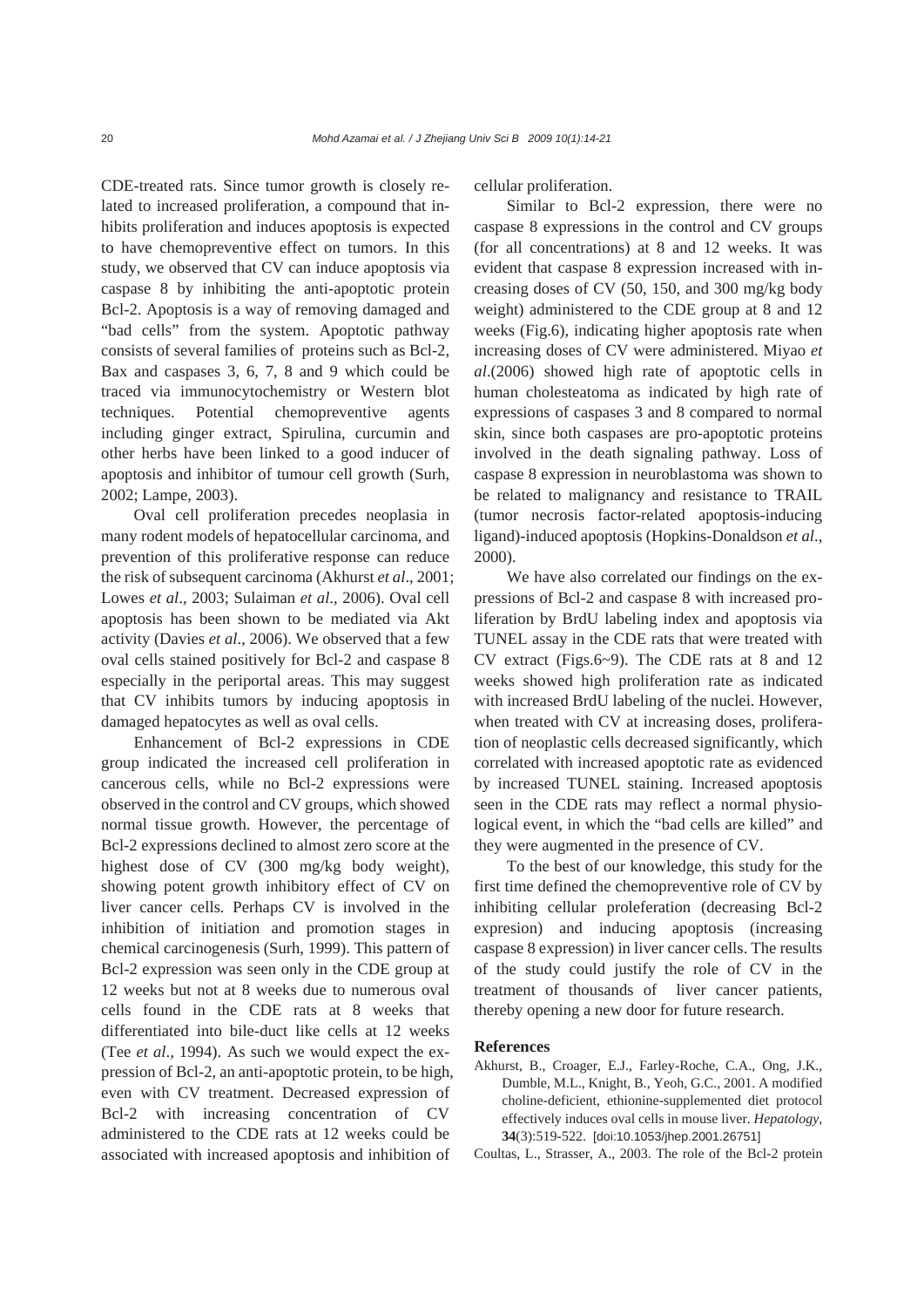CDE-treated rats. Since tumor growth is closely related to increased proliferation, a compound that inhibits proliferation and induces apoptosis is expected to have chemopreventive effect on tumors. In this study, we observed that CV can induce apoptosis via caspase 8 by inhibiting the anti-apoptotic protein Bcl-2. Apoptosis is a way of removing damaged and "bad cells" from the system. Apoptotic pathway consists of several families of proteins such as Bcl-2, Bax and caspases 3, 6, 7, 8 and 9 which could be traced via immunocytochemistry or Western blot techniques. Potential chemopreventive agents including ginger extract, Spirulina, curcumin and other herbs have been linked to a good inducer of apoptosis and inhibitor of tumour cell growth (Surh, 2002; Lampe, 2003).

Oval cell proliferation precedes neoplasia in many rodent models of hepatocellular carcinoma, and prevention of this proliferative response can reduce the risk of subsequent carcinoma (Akhurst *et al*., 2001; Lowes *et al*., 2003; Sulaiman *et al*., 2006). Oval cell apoptosis has been shown to be mediated via Akt activity (Davies *et al*., 2006). We observed that a few oval cells stained positively for Bcl-2 and caspase 8 especially in the periportal areas. This may suggest that CV inhibits tumors by inducing apoptosis in damaged hepatocytes as well as oval cells.

Enhancement of Bcl-2 expressions in CDE group indicated the increased cell proliferation in cancerous cells, while no Bcl-2 expressions were observed in the control and CV groups, which showed normal tissue growth. However, the percentage of Bcl-2 expressions declined to almost zero score at the highest dose of CV (300 mg/kg body weight), showing potent growth inhibitory effect of CV on liver cancer cells. Perhaps CV is involved in the inhibition of initiation and promotion stages in chemical carcinogenesis (Surh, 1999). This pattern of Bcl-2 expression was seen only in the CDE group at 12 weeks but not at 8 weeks due to numerous oval cells found in the CDE rats at 8 weeks that differentiated into bile-duct like cells at 12 weeks (Tee *et al*., 1994). As such we would expect the expression of Bcl-2, an anti-apoptotic protein, to be high, even with CV treatment. Decreased expression of Bcl-2 with increasing concentration of CV administered to the CDE rats at 12 weeks could be associated with increased apoptosis and inhibition of cellular proliferation.

Similar to Bcl-2 expression, there were no caspase 8 expressions in the control and CV groups (for all concentrations) at 8 and 12 weeks. It was evident that caspase 8 expression increased with increasing doses of CV (50, 150, and 300 mg/kg body weight) administered to the CDE group at 8 and 12 weeks (Fig.6), indicating higher apoptosis rate when increasing doses of CV were administered. Miyao *et al*.(2006) showed high rate of apoptotic cells in human cholesteatoma as indicated by high rate of expressions of caspases 3 and 8 compared to normal skin, since both caspases are pro-apoptotic proteins involved in the death signaling pathway. Loss of caspase 8 expression in neuroblastoma was shown to be related to malignancy and resistance to TRAIL (tumor necrosis factor-related apoptosis-inducing ligand)-induced apoptosis (Hopkins-Donaldson *et al*., 2000).

We have also correlated our findings on the expressions of Bcl-2 and caspase 8 with increased proliferation by BrdU labeling index and apoptosis via TUNEL assay in the CDE rats that were treated with CV extract (Figs.6~9). The CDE rats at 8 and 12 weeks showed high proliferation rate as indicated with increased BrdU labeling of the nuclei. However, when treated with CV at increasing doses, proliferation of neoplastic cells decreased significantly, which correlated with increased apoptotic rate as evidenced by increased TUNEL staining. Increased apoptosis seen in the CDE rats may reflect a normal physiological event, in which the "bad cells are killed" and they were augmented in the presence of CV.

To the best of our knowledge, this study for the first time defined the chemopreventive role of CV by inhibiting cellular proleferation (decreasing Bcl-2 expresion) and inducing apoptosis (increasing caspase 8 expression) in liver cancer cells. The results of the study could justify the role of CV in the treatment of thousands of liver cancer patients, thereby opening a new door for future research.

## References

Akhurst, B., Croager, E.J., Farley-Roche, C.A., Ong, J.K., Dumble, M.L., Knight, B., Yeoh, G.C., 2001. A modified choline-deficient, ethionine-supplemented diet protocol effectively induces oval cells in mouse liver. *Hepatology*, **34**(3):519-522. [doi:10.1053/jhep.2001.26751]

Coultas, L., Strasser, A., 2003. The role of the Bcl-2 protein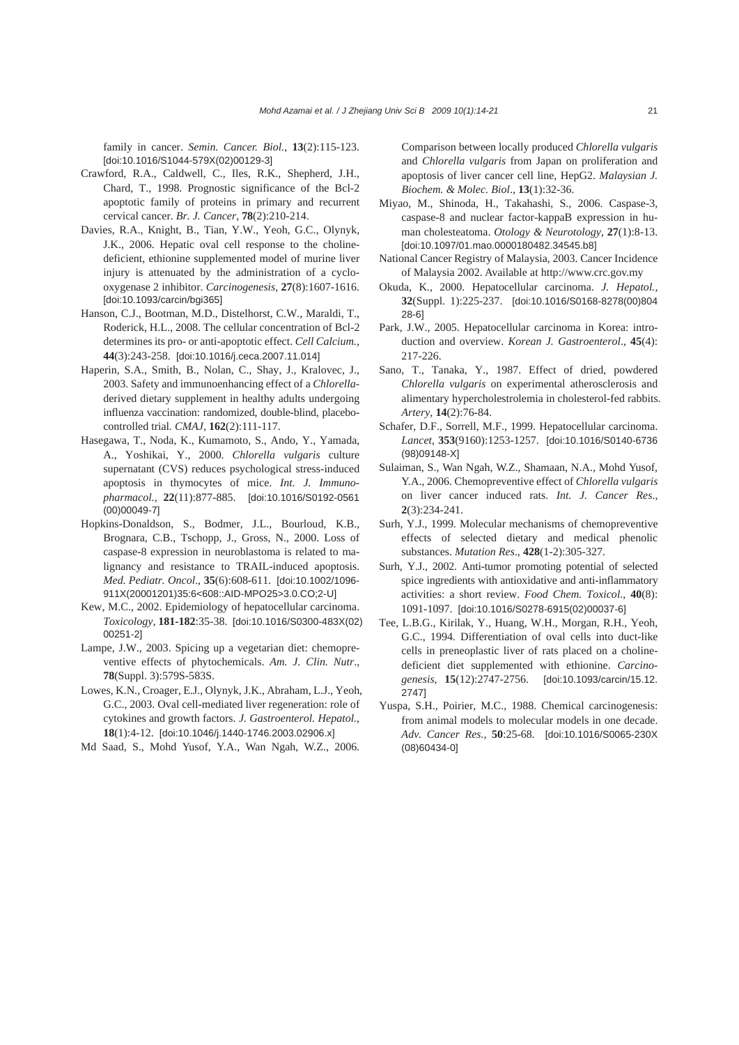family in cancer. *Semin. Cancer. Biol.*, **13**(2):115-123. [doi:10.1016/S1044-579X(02)00129-3]

Crawford, R.A., Caldwell, C., Iles, R.K., Shepherd, J.H., Chard, T., 1998. Prognostic significance of the Bcl-2 apoptotic family of proteins in primary and recurrent cervical cancer. *Br. J. Cancer*, **78**(2):210-214.

Davies, R.A., Knight, B., Tian, Y.W., Yeoh, G.C., Olynyk, J.K., 2006. Hepatic oval cell response to the choline-deficient, ethionine supplemented model of murine liver injury is attenuated by the administration of a cyclo-oxygenase 2 inhibitor. *Carcinogenesis*, **27**(8):1607-1616. [doi:10.1093/carcin/bgi365]

Hanson, C.J., Bootman, M.D., Distelhorst, C.W., Maraldi, T., Roderick, H.L., 2008. The cellular concentration of Bcl-2 determines its pro- or anti-apoptotic effect. *Cell Calcium.*, **44**(3):243-258. [doi:10.1016/j.ceca.2007.11.014]

Haperin, S.A., Smith, B., Nolan, C., Shay, J., Kralovec, J., 2003. Safety and immunoenhancing effect of a *Chlorella*-derived dietary supplement in healthy adults undergoing influenza vaccination: randomized, double-blind, placebo-controlled trial. *CMAJ*, **162**(2):111-117.

Hasegawa, T., Noda, K., Kumamoto, S., Ando, Y., Yamada, A., Yoshikai, Y., 2000. *Chlorella vulgaris* culture supernatant (CVS) reduces psychological stress-induced apoptosis in thymocytes of mice. *Int. J. Immunopharmacol.*, **22**(11):877-885. [doi:10.1016/S0192-0561(00)00049-7]

Hopkins-Donaldson, S., Bodmer, J.L., Bourloud, K.B., Brognara, C.B., Tschopp, J., Gross, N., 2000. Loss of caspase-8 expression in neuroblastoma is related to malignancy and resistance to TRAIL-induced apoptosis. *Med. Pediatr. Oncol*., **35**(6):608-611. [doi:10.1002/1096-911X(20001201)35:6<608::AID-MPO25>3.0.CO;2-U]

Kew, M.C., 2002. Epidemiology of hepatocellular carcinoma. *Toxicology*, **181-182**:35-38. [doi:10.1016/S0300-483X(02)00251-2]

Lampe, J.W., 2003. Spicing up a vegetarian diet: chemopreventive effects of phytochemicals. *Am. J. Clin. Nutr*., **78**(Suppl. 3):579S-583S.

Lowes, K.N., Croager, E.J., Olynyk, J.K., Abraham, L.J., Yeoh, G.C., 2003. Oval cell-mediated liver regeneration: role of cytokines and growth factors. *J. Gastroenterol. Hepatol.*, **18**(1):4-12. [doi:10.1046/j.1440-1746.2003.02906.x]

Md Saad, S., Mohd Yusof, Y.A., Wan Ngah, W.Z., 2006. Comparison between locally produced *Chlorella vulgaris* and *Chlorella vulgaris* from Japan on proliferation and apoptosis of liver cancer cell line, HepG2. *Malaysian J. Biochem. & Molec. Biol*., **13**(1):32-36.

Miyao, M., Shinoda, H., Takahashi, S., 2006. Caspase-3, caspase-8 and nuclear factor-kappaB expression in human cholesteatoma. *Otology & Neurotology*, **27**(1):8-13. [doi:10.1097/01.mao.0000180482.34545.b8]

National Cancer Registry of Malaysia, 2003. Cancer Incidence of Malaysia 2002. Available at http://www.crc.gov.my

Okuda, K., 2000. Hepatocellular carcinoma. *J. Hepatol.*, **32**(Suppl. 1):225-237. [doi:10.1016/S0168-8278(00)80428-6]

Park, J.W., 2005. Hepatocellular carcinoma in Korea: introduction and overview. *Korean J. Gastroenterol*., **45**(4): 217-226.

Sano, T., Tanaka, Y., 1987. Effect of dried, powdered *Chlorella vulgaris* on experimental atherosclerosis and alimentary hypercholestrolemia in cholesterol-fed rabbits. *Artery*, **14**(2):76-84.

Schafer, D.F., Sorrell, M.F., 1999. Hepatocellular carcinoma. *Lancet*, **353**(9160):1253-1257. [doi:10.1016/S0140-6736(98)09148-X]

Sulaiman, S., Wan Ngah, W.Z., Shamaan, N.A., Mohd Yusof, Y.A., 2006. Chemopreventive effect of *Chlorella vulgaris* on liver cancer induced rats. *Int. J. Cancer Res*., **2**(3):234-241.

Surh, Y.J., 1999. Molecular mechanisms of chemopreventive effects of selected dietary and medical phenolic substances. *Mutation Res*., **428**(1-2):305-327.

Surh, Y.J., 2002. Anti-tumor promoting potential of selected spice ingredients with antioxidative and anti-inflammatory activities: a short review. *Food Chem. Toxicol*., **40**(8): 1091-1097. [doi:10.1016/S0278-6915(02)00037-6]

Tee, L.B.G., Kirilak, Y., Huang, W.H., Morgan, R.H., Yeoh, G.C., 1994. Differentiation of oval cells into duct-like cells in preneoplastic liver of rats placed on a choline-deficient diet supplemented with ethionine. *Carcinogenesis*, **15**(12):2747-2756. [doi:10.1093/carcin/15.12.2747]

Yuspa, S.H., Poirier, M.C., 1988. Chemical carcinogenesis: from animal models to molecular models in one decade. *Adv. Cancer Res.*, **50**:25-68. [doi:10.1016/S0065-230X(08)60434-0]